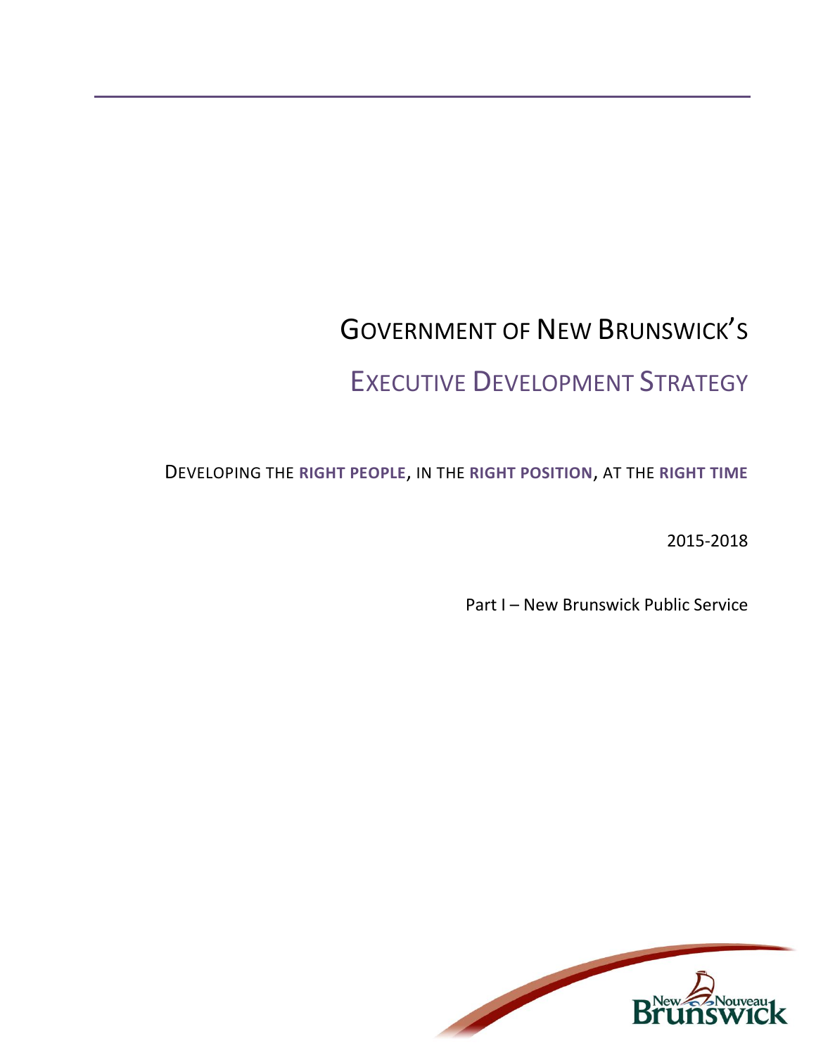# Government of New Brunswick's

# Executive Development Strategy

Developing the **right people**, in the **right position**, at the **right time**

2015-2018

Part I – New Brunswick Public Service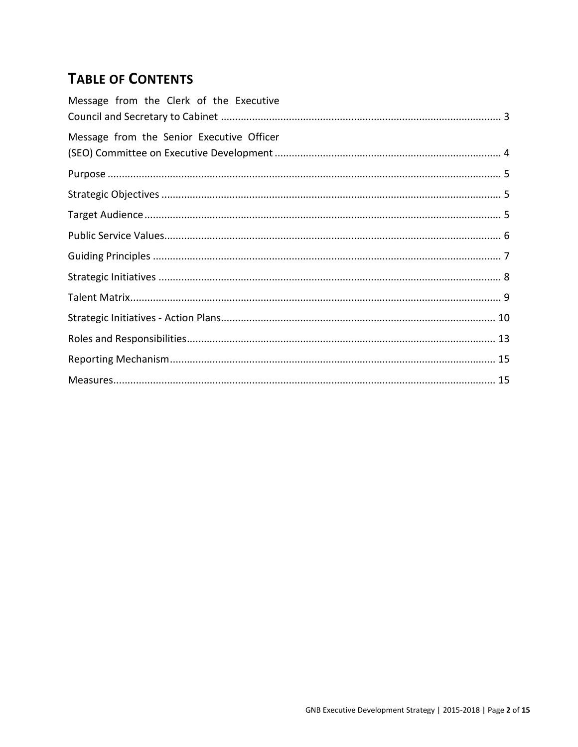# TABLE OF CONTENTS

Message from the Clerk of the Executive Council and Secretary to Cabinet ..... 3

Message from the Senior Executive Officer (SEO) Committee on Executive Development ..... 4

Purpose ..... 5

Strategic Objectives ..... 5

Target Audience ..... 5

Public Service Values ..... 6

Guiding Principles ..... 7

Strategic Initiatives ..... 8

Talent Matrix ..... 9

Strategic Initiatives - Action Plans ..... 10

Roles and Responsibilities ..... 13

Reporting Mechanism ..... 15

Measures ..... 15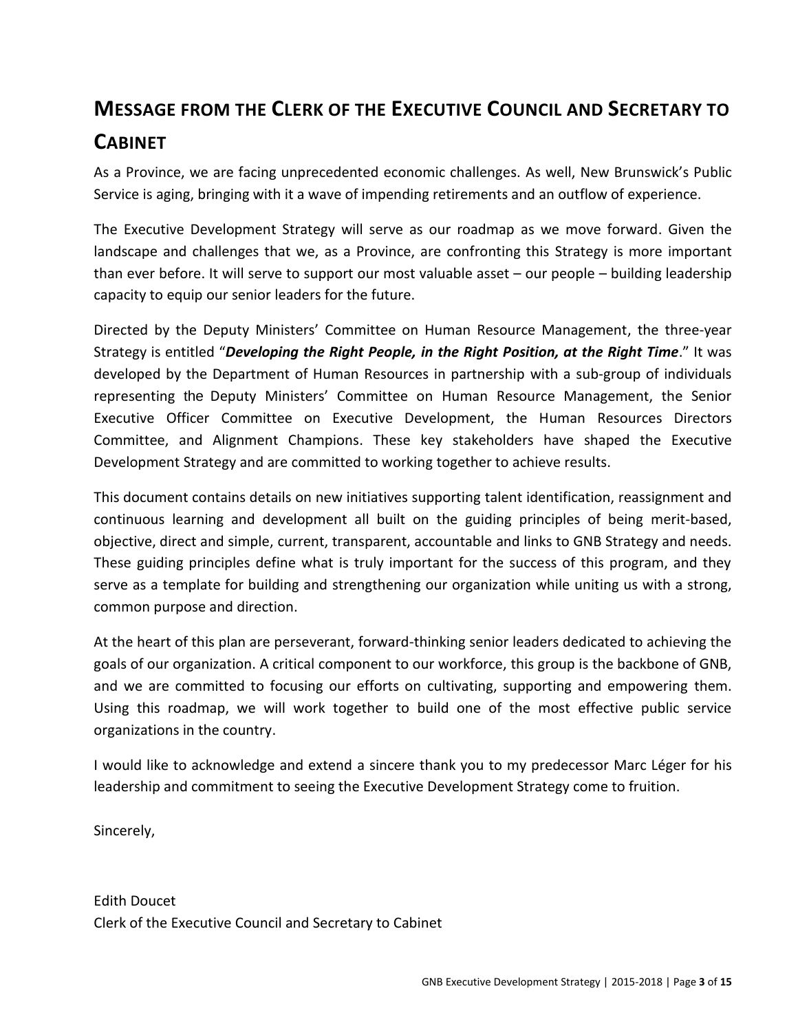# MESSAGE FROM THE CLERK OF THE EXECUTIVE COUNCIL AND SECRETARY TO CABINET

As a Province, we are facing unprecedented economic challenges. As well, New Brunswick's Public Service is aging, bringing with it a wave of impending retirements and an outflow of experience.

The Executive Development Strategy will serve as our roadmap as we move forward. Given the landscape and challenges that we, as a Province, are confronting this Strategy is more important than ever before. It will serve to support our most valuable asset – our people – building leadership capacity to equip our senior leaders for the future.

Directed by the Deputy Ministers' Committee on Human Resource Management, the three-year Strategy is entitled "***Developing the Right People, in the Right Position, at the Right Time***." It was developed by the Department of Human Resources in partnership with a sub-group of individuals representing the Deputy Ministers' Committee on Human Resource Management, the Senior Executive Officer Committee on Executive Development, the Human Resources Directors Committee, and Alignment Champions. These key stakeholders have shaped the Executive Development Strategy and are committed to working together to achieve results.

This document contains details on new initiatives supporting talent identification, reassignment and continuous learning and development all built on the guiding principles of being merit-based, objective, direct and simple, current, transparent, accountable and links to GNB Strategy and needs. These guiding principles define what is truly important for the success of this program, and they serve as a template for building and strengthening our organization while uniting us with a strong, common purpose and direction.

At the heart of this plan are perseverant, forward-thinking senior leaders dedicated to achieving the goals of our organization. A critical component to our workforce, this group is the backbone of GNB, and we are committed to focusing our efforts on cultivating, supporting and empowering them. Using this roadmap, we will work together to build one of the most effective public service organizations in the country.

I would like to acknowledge and extend a sincere thank you to my predecessor Marc Léger for his leadership and commitment to seeing the Executive Development Strategy come to fruition.

Sincerely,

Edith Doucet
Clerk of the Executive Council and Secretary to Cabinet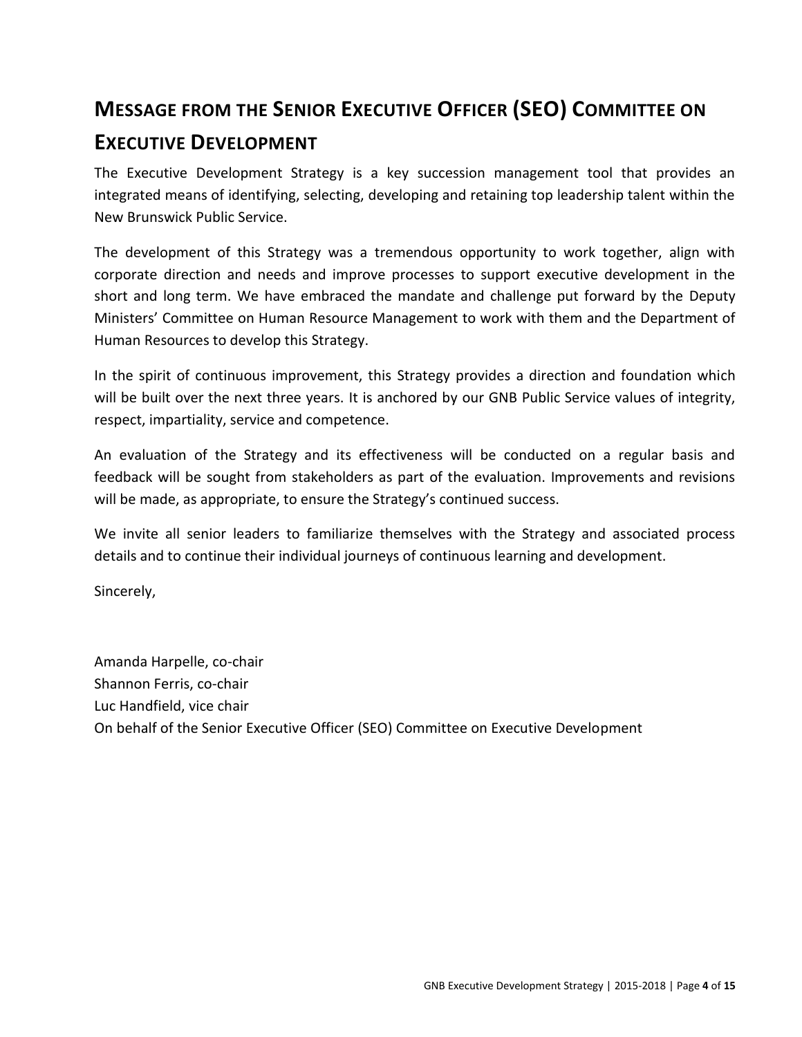# MESSAGE FROM THE SENIOR EXECUTIVE OFFICER (SEO) COMMITTEE ON EXECUTIVE DEVELOPMENT

The Executive Development Strategy is a key succession management tool that provides an integrated means of identifying, selecting, developing and retaining top leadership talent within the New Brunswick Public Service.

The development of this Strategy was a tremendous opportunity to work together, align with corporate direction and needs and improve processes to support executive development in the short and long term. We have embraced the mandate and challenge put forward by the Deputy Ministers' Committee on Human Resource Management to work with them and the Department of Human Resources to develop this Strategy.

In the spirit of continuous improvement, this Strategy provides a direction and foundation which will be built over the next three years. It is anchored by our GNB Public Service values of integrity, respect, impartiality, service and competence.

An evaluation of the Strategy and its effectiveness will be conducted on a regular basis and feedback will be sought from stakeholders as part of the evaluation. Improvements and revisions will be made, as appropriate, to ensure the Strategy's continued success.

We invite all senior leaders to familiarize themselves with the Strategy and associated process details and to continue their individual journeys of continuous learning and development.

Sincerely,

Amanda Harpelle, co-chair
Shannon Ferris, co-chair
Luc Handfield, vice chair
On behalf of the Senior Executive Officer (SEO) Committee on Executive Development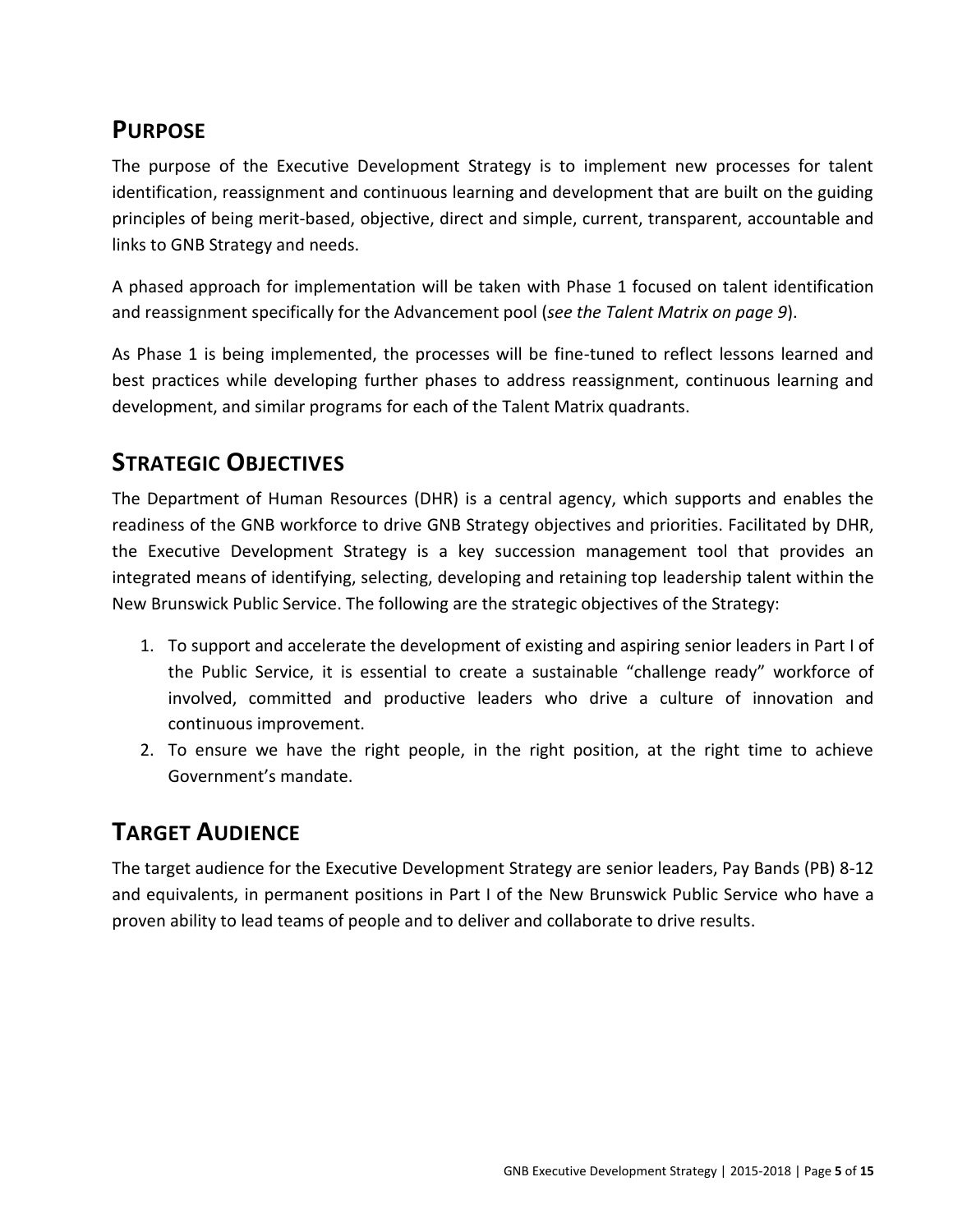## PURPOSE

The purpose of the Executive Development Strategy is to implement new processes for talent identification, reassignment and continuous learning and development that are built on the guiding principles of being merit-based, objective, direct and simple, current, transparent, accountable and links to GNB Strategy and needs.

A phased approach for implementation will be taken with Phase 1 focused on talent identification and reassignment specifically for the Advancement pool (*see the Talent Matrix on page 9*).

As Phase 1 is being implemented, the processes will be fine-tuned to reflect lessons learned and best practices while developing further phases to address reassignment, continuous learning and development, and similar programs for each of the Talent Matrix quadrants.

## STRATEGIC OBJECTIVES

The Department of Human Resources (DHR) is a central agency, which supports and enables the readiness of the GNB workforce to drive GNB Strategy objectives and priorities. Facilitated by DHR, the Executive Development Strategy is a key succession management tool that provides an integrated means of identifying, selecting, developing and retaining top leadership talent within the New Brunswick Public Service. The following are the strategic objectives of the Strategy:

1. To support and accelerate the development of existing and aspiring senior leaders in Part I of the Public Service, it is essential to create a sustainable "challenge ready" workforce of involved, committed and productive leaders who drive a culture of innovation and continuous improvement.
2. To ensure we have the right people, in the right position, at the right time to achieve Government's mandate.

## TARGET AUDIENCE

The target audience for the Executive Development Strategy are senior leaders, Pay Bands (PB) 8-12 and equivalents, in permanent positions in Part I of the New Brunswick Public Service who have a proven ability to lead teams of people and to deliver and collaborate to drive results.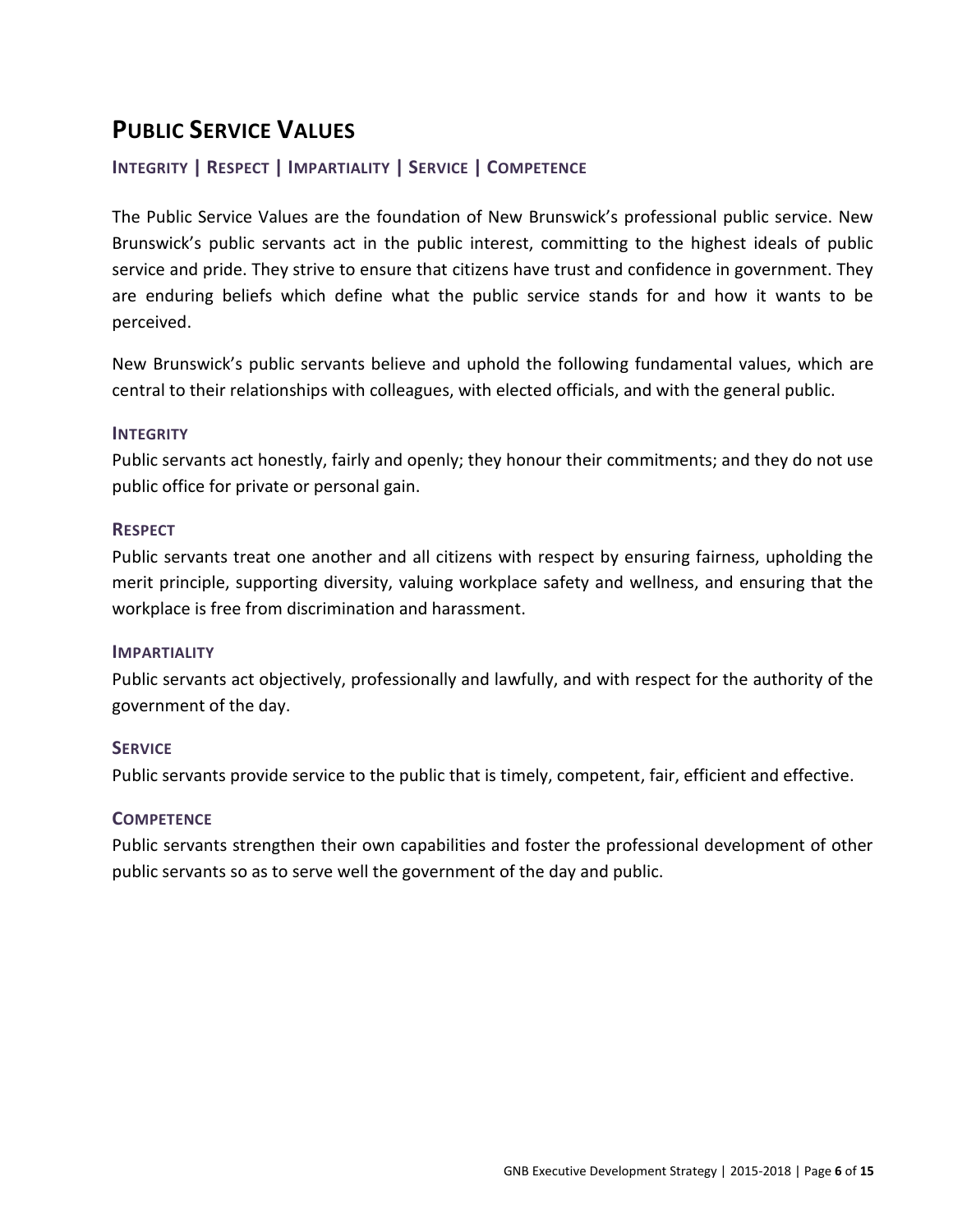# Public Service Values

## Integrity | Respect | Impartiality | Service | Competence

The Public Service Values are the foundation of New Brunswick's professional public service. New Brunswick's public servants act in the public interest, committing to the highest ideals of public service and pride. They strive to ensure that citizens have trust and confidence in government. They are enduring beliefs which define what the public service stands for and how it wants to be perceived.

New Brunswick's public servants believe and uphold the following fundamental values, which are central to their relationships with colleagues, with elected officials, and with the general public.

### Integrity

Public servants act honestly, fairly and openly; they honour their commitments; and they do not use public office for private or personal gain.

### Respect

Public servants treat one another and all citizens with respect by ensuring fairness, upholding the merit principle, supporting diversity, valuing workplace safety and wellness, and ensuring that the workplace is free from discrimination and harassment.

### Impartiality

Public servants act objectively, professionally and lawfully, and with respect for the authority of the government of the day.

### Service

Public servants provide service to the public that is timely, competent, fair, efficient and effective.

### Competence

Public servants strengthen their own capabilities and foster the professional development of other public servants so as to serve well the government of the day and public.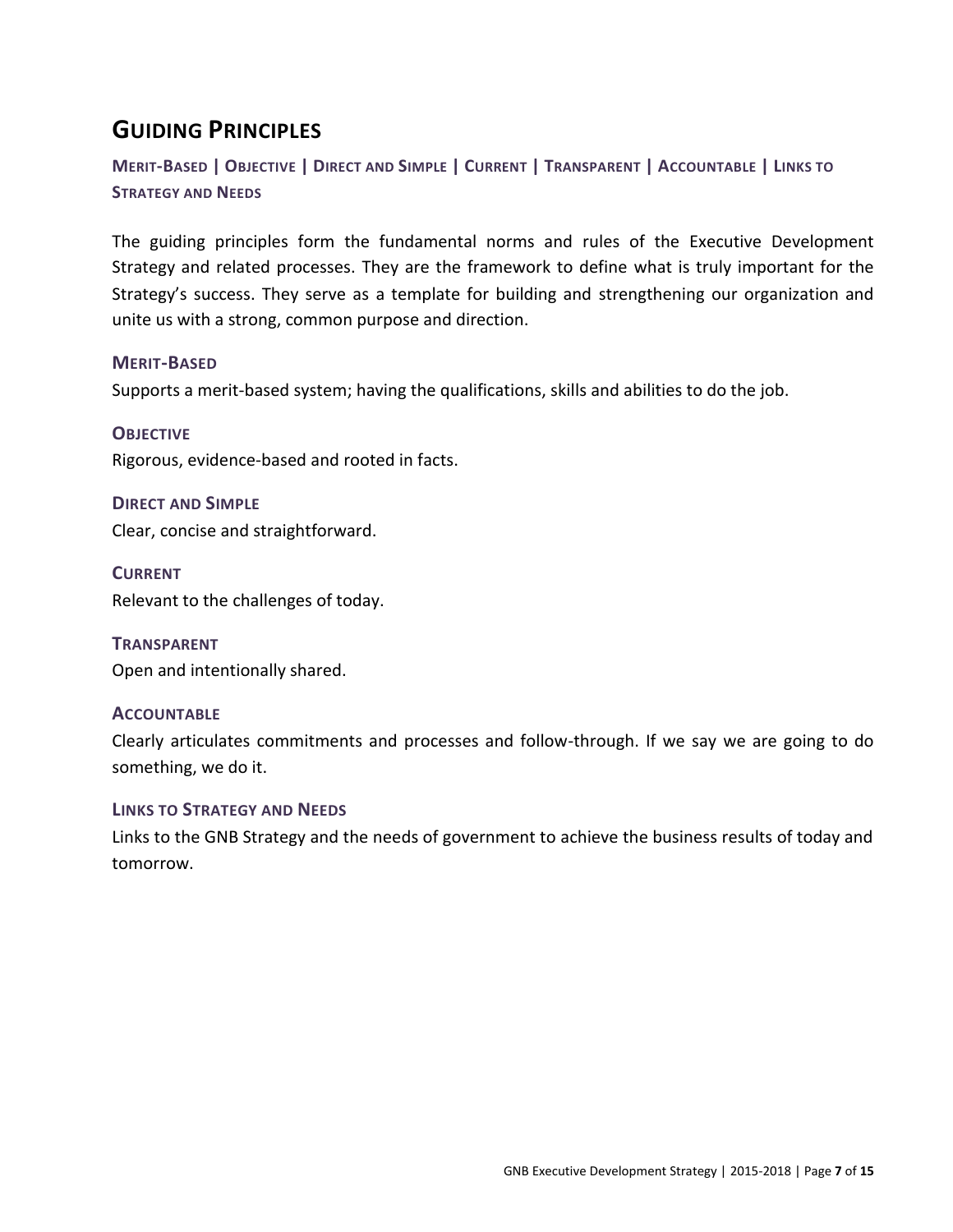## Guiding Principles

### Merit-Based | Objective | Direct and Simple | Current | Transparent | Accountable | Links to Strategy and Needs

The guiding principles form the fundamental norms and rules of the Executive Development Strategy and related processes. They are the framework to define what is truly important for the Strategy's success. They serve as a template for building and strengthening our organization and unite us with a strong, common purpose and direction.

#### Merit-Based

Supports a merit-based system; having the qualifications, skills and abilities to do the job.

#### Objective

Rigorous, evidence-based and rooted in facts.

#### Direct and Simple

Clear, concise and straightforward.

#### Current

Relevant to the challenges of today.

#### Transparent

Open and intentionally shared.

#### Accountable

Clearly articulates commitments and processes and follow-through. If we say we are going to do something, we do it.

#### Links to Strategy and Needs

Links to the GNB Strategy and the needs of government to achieve the business results of today and tomorrow.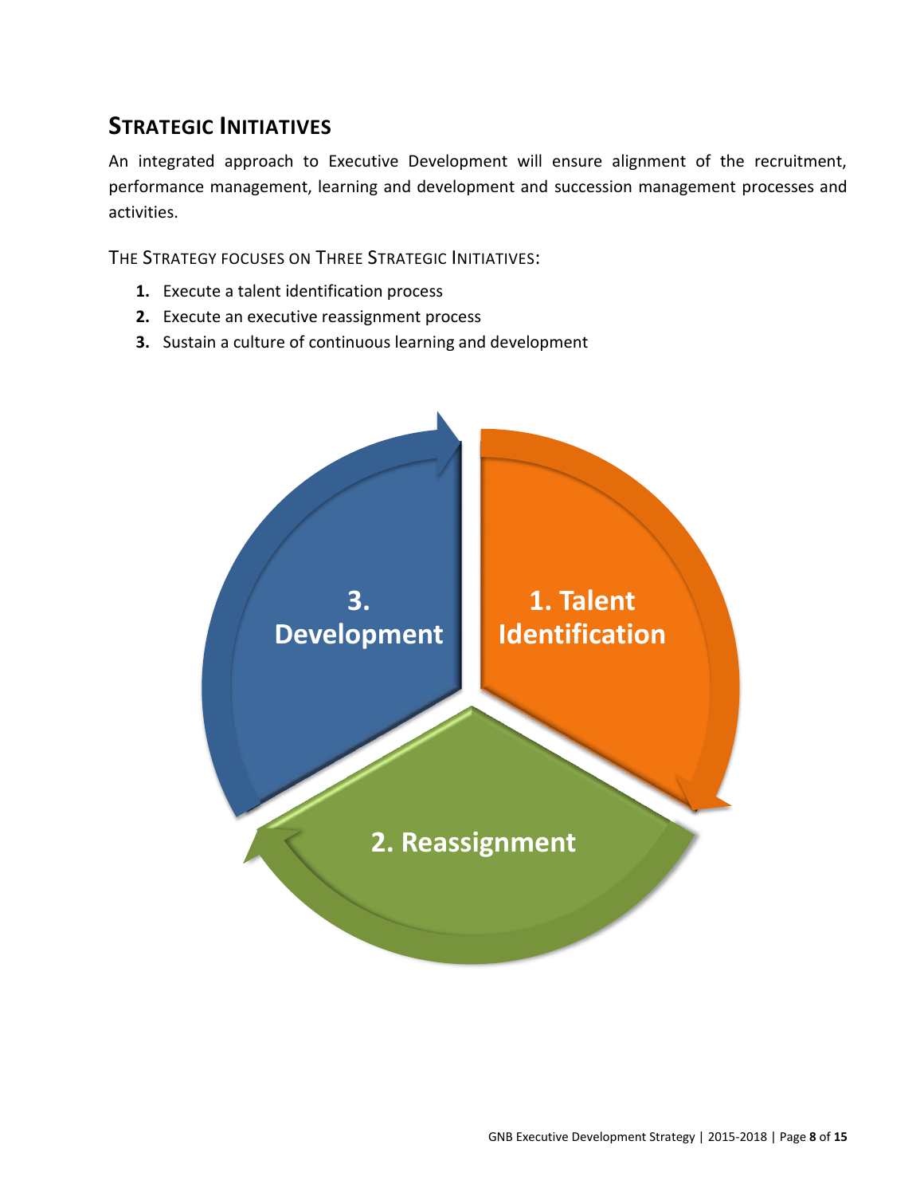## STRATEGIC INITIATIVES

An integrated approach to Executive Development will ensure alignment of the recruitment, performance management, learning and development and succession management processes and activities.

THE STRATEGY FOCUSES ON THREE STRATEGIC INITIATIVES:

1. Execute a talent identification process
2. Execute an executive reassignment process
3. Sustain a culture of continuous learning and development

1. Talent Identification

2. Reassignment

3. Development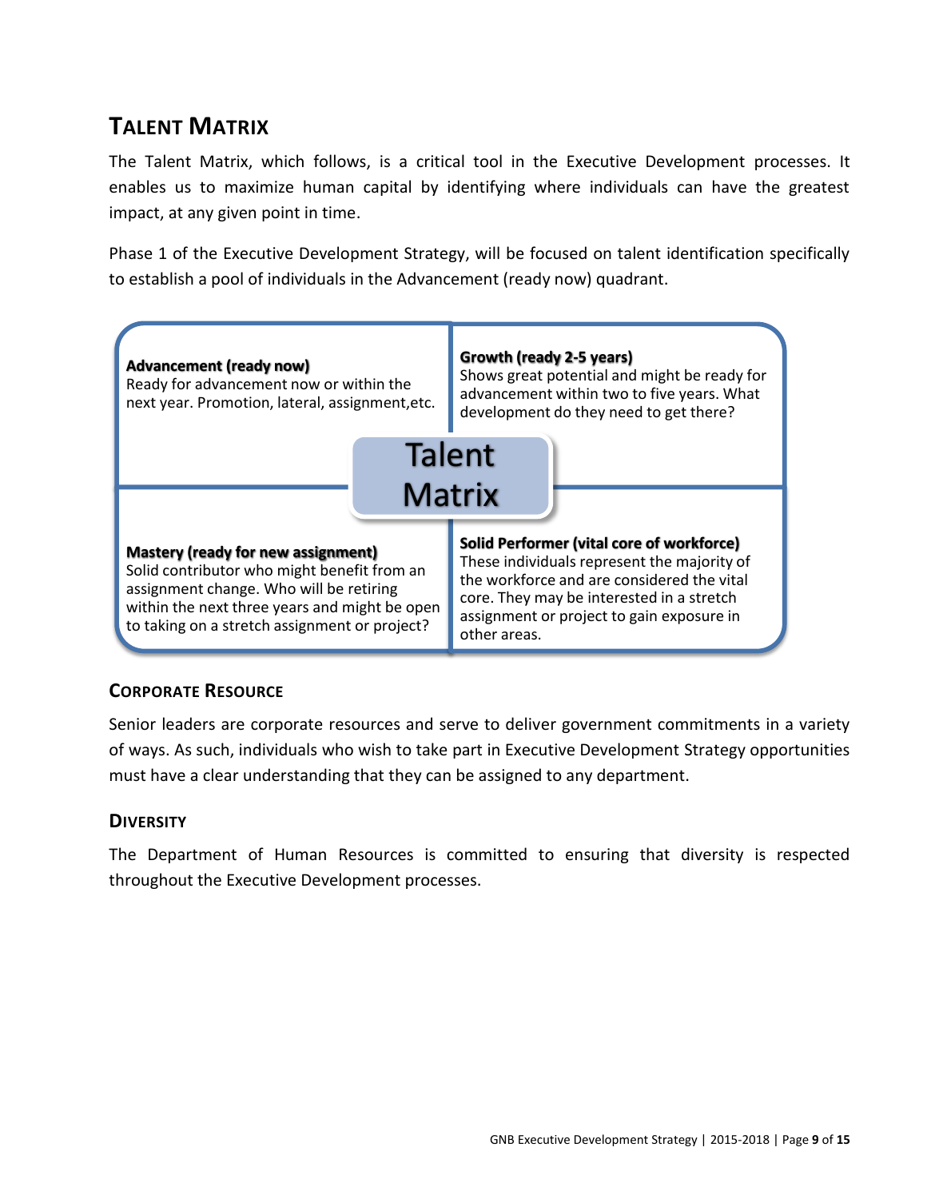## TALENT MATRIX

The Talent Matrix, which follows, is a critical tool in the Executive Development processes. It enables us to maximize human capital by identifying where individuals can have the greatest impact, at any given point in time.

Phase 1 of the Executive Development Strategy, will be focused on talent identification specifically to establish a pool of individuals in the Advancement (ready now) quadrant.

**Talent Matrix**

| | |
|---|---|
| **Advancement (ready now)**<br>Ready for advancement now or within the next year. Promotion, lateral, assignment,etc. | **Growth (ready 2-5 years)**<br>Shows great potential and might be ready for advancement within two to five years. What development do they need to get there? |
| **Mastery (ready for new assignment)**<br>Solid contributor who might benefit from an assignment change. Who will be retiring within the next three years and might be open to taking on a stretch assignment or project? | **Solid Performer (vital core of workforce)**<br>These individuals represent the majority of the workforce and are considered the vital core. They may be interested in a stretch assignment or project to gain exposure in other areas. |

### CORPORATE RESOURCE

Senior leaders are corporate resources and serve to deliver government commitments in a variety of ways. As such, individuals who wish to take part in Executive Development Strategy opportunities must have a clear understanding that they can be assigned to any department.

### DIVERSITY

The Department of Human Resources is committed to ensuring that diversity is respected throughout the Executive Development processes.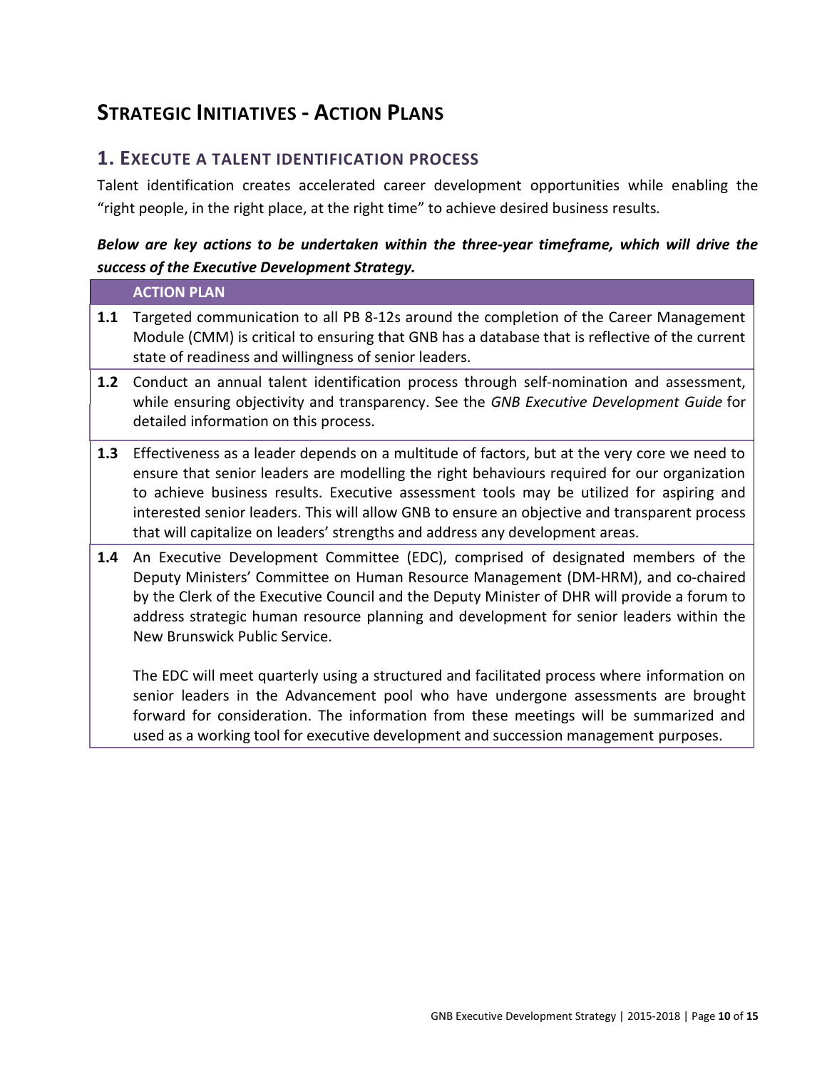# Strategic Initiatives - Action Plans

## 1. Execute a talent identification process

Talent identification creates accelerated career development opportunities while enabling the "right people, in the right place, at the right time" to achieve desired business results.

***Below are key actions to be undertaken within the three-year timeframe, which will drive the success of the Executive Development Strategy.***

| | ACTION PLAN |
|---|---|
| **1.1** | Targeted communication to all PB 8-12s around the completion of the Career Management Module (CMM) is critical to ensuring that GNB has a database that is reflective of the current state of readiness and willingness of senior leaders. |
| **1.2** | Conduct an annual talent identification process through self-nomination and assessment, while ensuring objectivity and transparency. See the *GNB Executive Development Guide* for detailed information on this process. |
| **1.3** | Effectiveness as a leader depends on a multitude of factors, but at the very core we need to ensure that senior leaders are modelling the right behaviours required for our organization to achieve business results. Executive assessment tools may be utilized for aspiring and interested senior leaders. This will allow GNB to ensure an objective and transparent process that will capitalize on leaders' strengths and address any development areas. |
| **1.4** | An Executive Development Committee (EDC), comprised of designated members of the Deputy Ministers' Committee on Human Resource Management (DM-HRM), and co-chaired by the Clerk of the Executive Council and the Deputy Minister of DHR will provide a forum to address strategic human resource planning and development for senior leaders within the New Brunswick Public Service.<br><br>The EDC will meet quarterly using a structured and facilitated process where information on senior leaders in the Advancement pool who have undergone assessments are brought forward for consideration. The information from these meetings will be summarized and used as a working tool for executive development and succession management purposes. |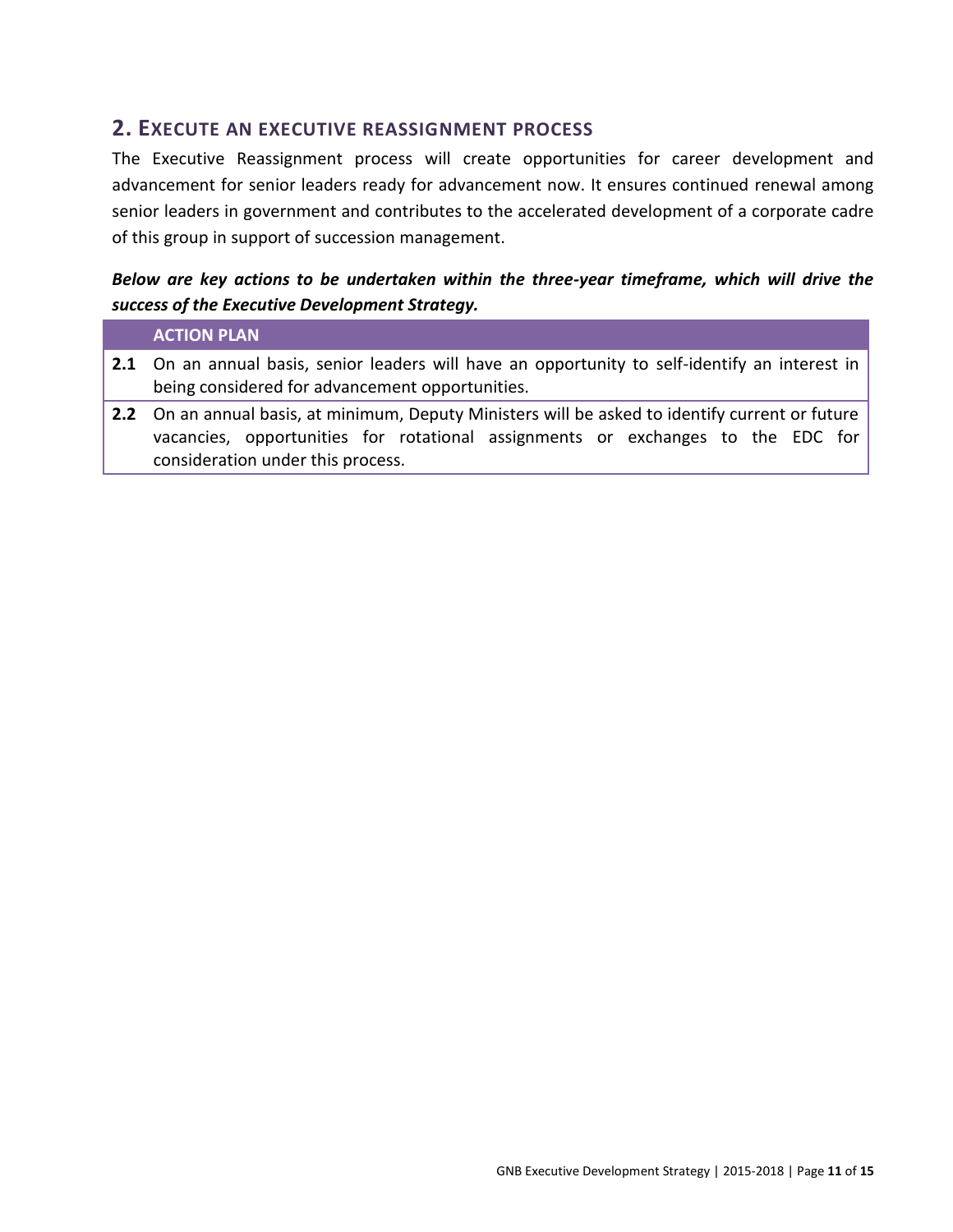## 2. Execute an Executive Reassignment Process

The Executive Reassignment process will create opportunities for career development and advancement for senior leaders ready for advancement now. It ensures continued renewal among senior leaders in government and contributes to the accelerated development of a corporate cadre of this group in support of succession management.

***Below are key actions to be undertaken within the three-year timeframe, which will drive the success of the Executive Development Strategy.***

| | **ACTION PLAN** |
|---|---|
| **2.1** | On an annual basis, senior leaders will have an opportunity to self-identify an interest in being considered for advancement opportunities. |
| **2.2** | On an annual basis, at minimum, Deputy Ministers will be asked to identify current or future vacancies, opportunities for rotational assignments or exchanges to the EDC for consideration under this process. |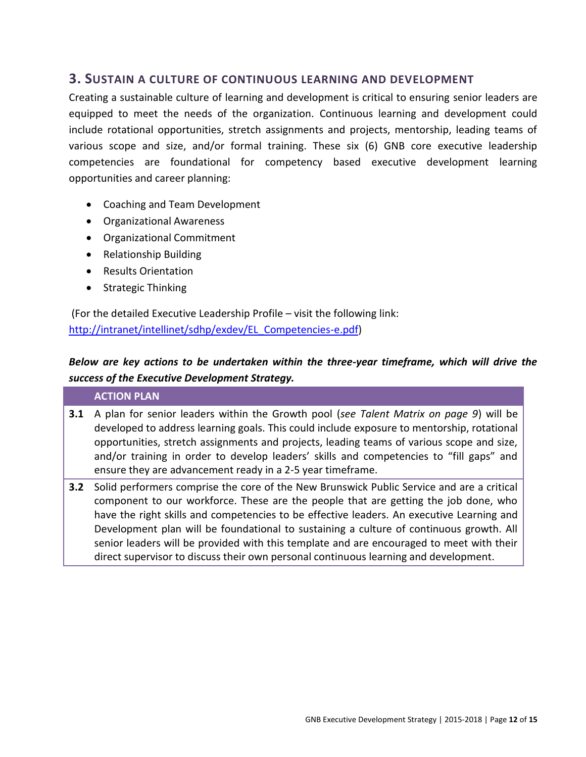## 3. Sustain a Culture of Continuous Learning and Development

Creating a sustainable culture of learning and development is critical to ensuring senior leaders are equipped to meet the needs of the organization. Continuous learning and development could include rotational opportunities, stretch assignments and projects, mentorship, leading teams of various scope and size, and/or formal training. These six (6) GNB core executive leadership competencies are foundational for competency based executive development learning opportunities and career planning:

- Coaching and Team Development
- Organizational Awareness
- Organizational Commitment
- Relationship Building
- Results Orientation
- Strategic Thinking

(For the detailed Executive Leadership Profile – visit the following link: http://intranet/intellinet/sdhp/exdev/EL_Competencies-e.pdf)

***Below are key actions to be undertaken within the three-year timeframe, which will drive the success of the Executive Development Strategy.***

| | ACTION PLAN |
|---|---|
| **3.1** | A plan for senior leaders within the Growth pool (*see Talent Matrix on page 9*) will be developed to address learning goals. This could include exposure to mentorship, rotational opportunities, stretch assignments and projects, leading teams of various scope and size, and/or training in order to develop leaders' skills and competencies to "fill gaps" and ensure they are advancement ready in a 2-5 year timeframe. |
| **3.2** | Solid performers comprise the core of the New Brunswick Public Service and are a critical component to our workforce. These are the people that are getting the job done, who have the right skills and competencies to be effective leaders. An executive Learning and Development plan will be foundational to sustaining a culture of continuous growth. All senior leaders will be provided with this template and are encouraged to meet with their direct supervisor to discuss their own personal continuous learning and development. |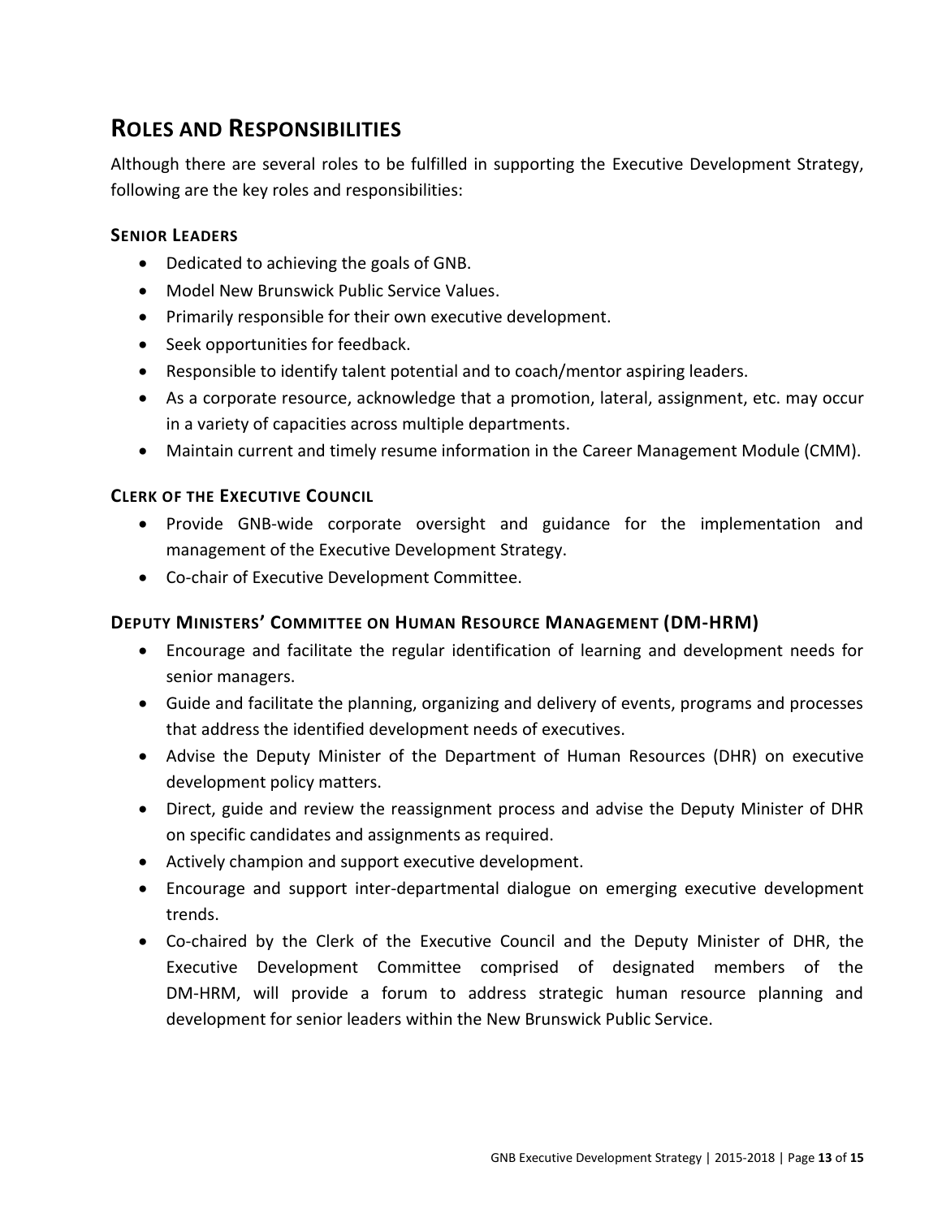## Roles and Responsibilities

Although there are several roles to be fulfilled in supporting the Executive Development Strategy, following are the key roles and responsibilities:

### Senior Leaders

- Dedicated to achieving the goals of GNB.
- Model New Brunswick Public Service Values.
- Primarily responsible for their own executive development.
- Seek opportunities for feedback.
- Responsible to identify talent potential and to coach/mentor aspiring leaders.
- As a corporate resource, acknowledge that a promotion, lateral, assignment, etc. may occur in a variety of capacities across multiple departments.
- Maintain current and timely resume information in the Career Management Module (CMM).

### Clerk of the Executive Council

- Provide GNB-wide corporate oversight and guidance for the implementation and management of the Executive Development Strategy.
- Co-chair of Executive Development Committee.

### Deputy Ministers' Committee on Human Resource Management (DM-HRM)

- Encourage and facilitate the regular identification of learning and development needs for senior managers.
- Guide and facilitate the planning, organizing and delivery of events, programs and processes that address the identified development needs of executives.
- Advise the Deputy Minister of the Department of Human Resources (DHR) on executive development policy matters.
- Direct, guide and review the reassignment process and advise the Deputy Minister of DHR on specific candidates and assignments as required.
- Actively champion and support executive development.
- Encourage and support inter-departmental dialogue on emerging executive development trends.
- Co-chaired by the Clerk of the Executive Council and the Deputy Minister of DHR, the Executive Development Committee comprised of designated members of the DM-HRM, will provide a forum to address strategic human resource planning and development for senior leaders within the New Brunswick Public Service.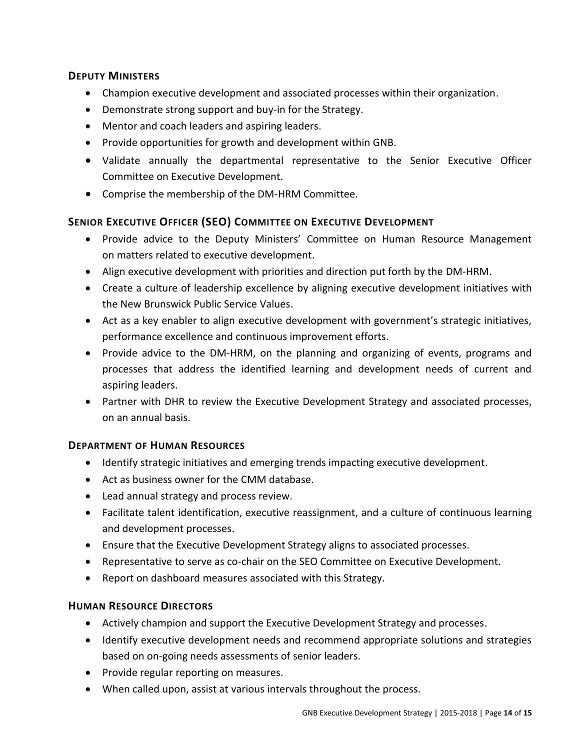### Deputy Ministers

- Champion executive development and associated processes within their organization.
- Demonstrate strong support and buy-in for the Strategy.
- Mentor and coach leaders and aspiring leaders.
- Provide opportunities for growth and development within GNB.
- Validate annually the departmental representative to the Senior Executive Officer Committee on Executive Development.
- Comprise the membership of the DM-HRM Committee.

### Senior Executive Officer (SEO) Committee on Executive Development

- Provide advice to the Deputy Ministers' Committee on Human Resource Management on matters related to executive development.
- Align executive development with priorities and direction put forth by the DM-HRM.
- Create a culture of leadership excellence by aligning executive development initiatives with the New Brunswick Public Service Values.
- Act as a key enabler to align executive development with government's strategic initiatives, performance excellence and continuous improvement efforts.
- Provide advice to the DM-HRM, on the planning and organizing of events, programs and processes that address the identified learning and development needs of current and aspiring leaders.
- Partner with DHR to review the Executive Development Strategy and associated processes, on an annual basis.

### Department of Human Resources

- Identify strategic initiatives and emerging trends impacting executive development.
- Act as business owner for the CMM database.
- Lead annual strategy and process review.
- Facilitate talent identification, executive reassignment, and a culture of continuous learning and development processes.
- Ensure that the Executive Development Strategy aligns to associated processes.
- Representative to serve as co-chair on the SEO Committee on Executive Development.
- Report on dashboard measures associated with this Strategy.

### Human Resource Directors

- Actively champion and support the Executive Development Strategy and processes.
- Identify executive development needs and recommend appropriate solutions and strategies based on on-going needs assessments of senior leaders.
- Provide regular reporting on measures.
- When called upon, assist at various intervals throughout the process.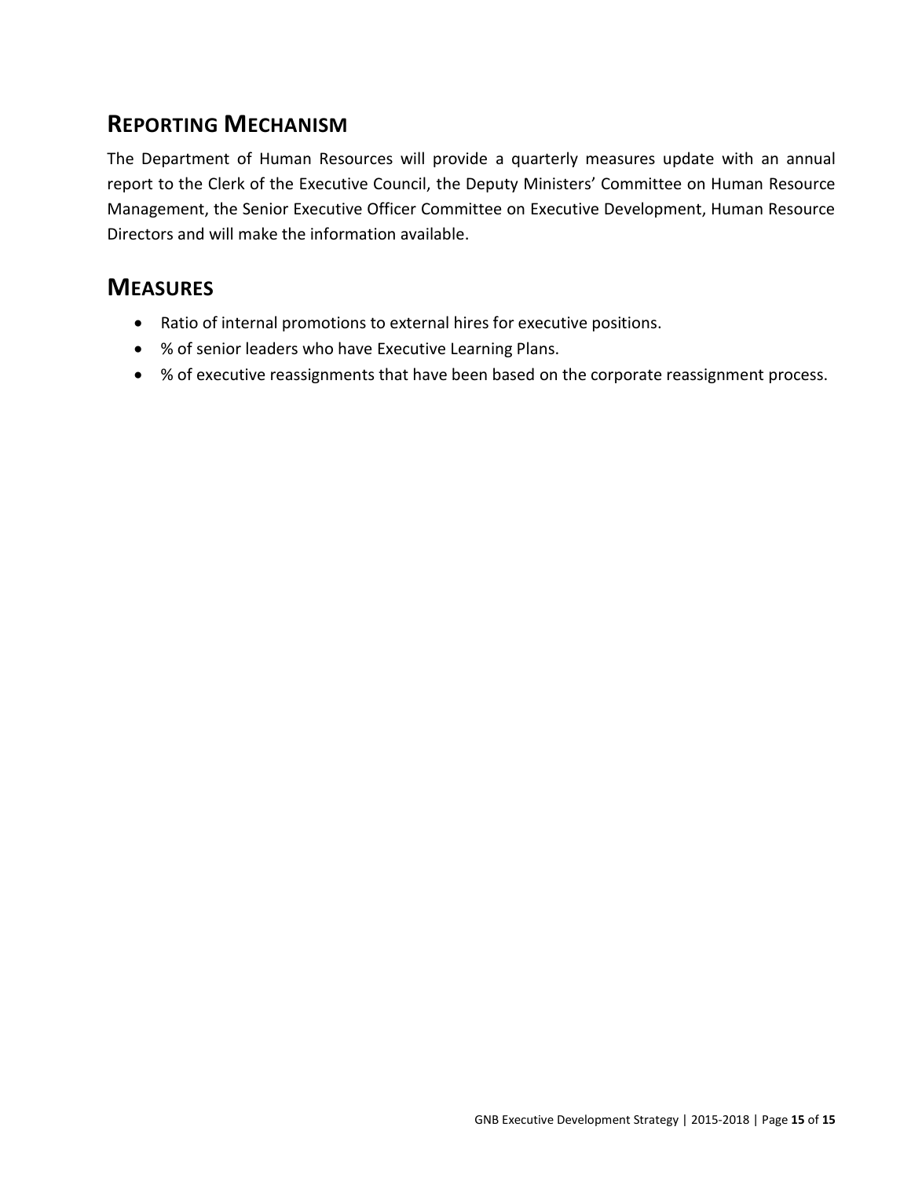## Reporting Mechanism

The Department of Human Resources will provide a quarterly measures update with an annual report to the Clerk of the Executive Council, the Deputy Ministers' Committee on Human Resource Management, the Senior Executive Officer Committee on Executive Development, Human Resource Directors and will make the information available.

## Measures

- Ratio of internal promotions to external hires for executive positions.
- % of senior leaders who have Executive Learning Plans.
- % of executive reassignments that have been based on the corporate reassignment process.